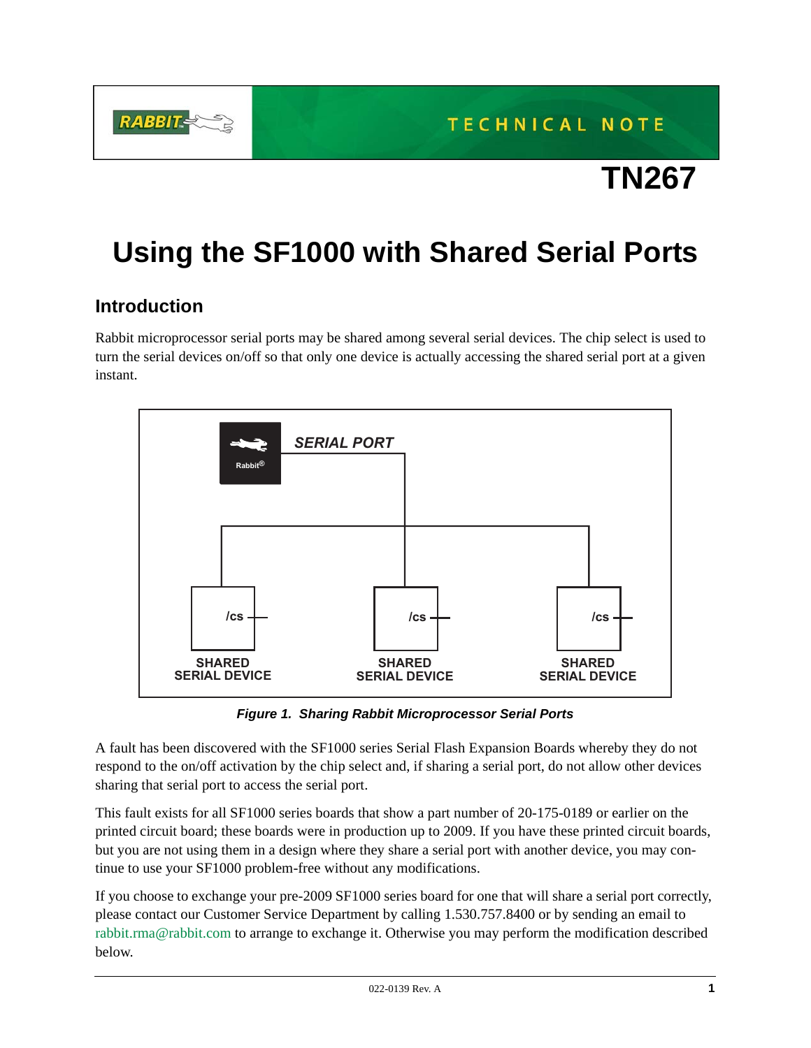TECHNICAL NOTE

# TN267

# Using the SF1000 with Shared Serial Ports

## Introduction

Rabbit microprocessor serial ports may be shared among several serial devices. The chip select is used to turn the serial devices on/off so that only one device is actually accessing the shared serial port at a given instant.

***Figure 1. Sharing Rabbit Microprocessor Serial Ports***

A fault has been discovered with the SF1000 series Serial Flash Expansion Boards whereby they do not respond to the on/off activation by the chip select and, if sharing a serial port, do not allow other devices sharing that serial port to access the serial port.

This fault exists for all SF1000 series boards that show a part number of 20-175-0189 or earlier on the printed circuit board; these boards were in production up to 2009. If you have these printed circuit boards, but you are not using them in a design where they share a serial port with another device, you may continue to use your SF1000 problem-free without any modifications.

If you choose to exchange your pre-2009 SF1000 series board for one that will share a serial port correctly, please contact our Customer Service Department by calling 1.530.757.8400 or by sending an email to rabbit.rma@rabbit.com to arrange to exchange it. Otherwise you may perform the modification described below.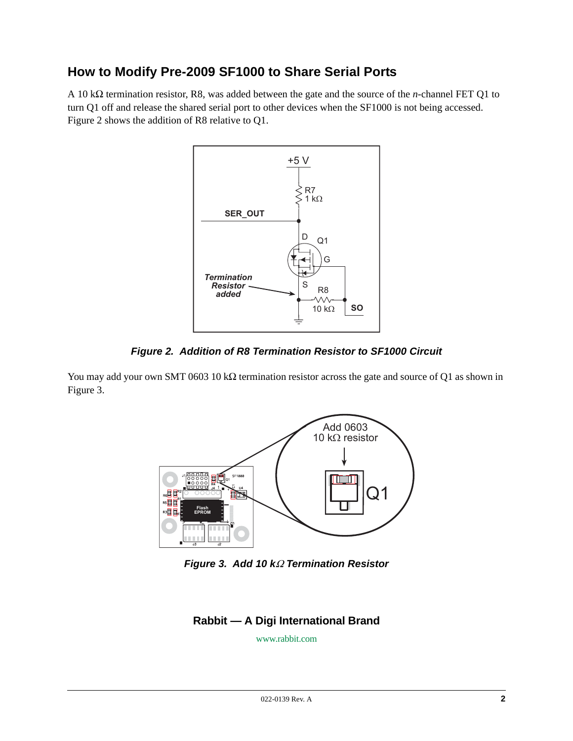## How to Modify Pre-2009 SF1000 to Share Serial Ports

A 10 kΩ termination resistor, R8, was added between the gate and the source of the *n*-channel FET Q1 to turn Q1 off and release the shared serial port to other devices when the SF1000 is not being accessed. Figure 2 shows the addition of R8 relative to Q1.

+5 V
R7
1 kΩ
SER_OUT
D
Q1
G
S
R8
10 kΩ
SO
*Termination Resistor added*

***Figure 2. Addition of R8 Termination Resistor to SF1000 Circuit***

You may add your own SMT 0603 10 kΩ termination resistor across the gate and source of Q1 as shown in Figure 3.

Add 0603
10 kΩ resistor
Q1

***Figure 3. Add 10 kΩ Termination Resistor***

**Rabbit — A Digi International Brand**

www.rabbit.com

022-0139 Rev. A